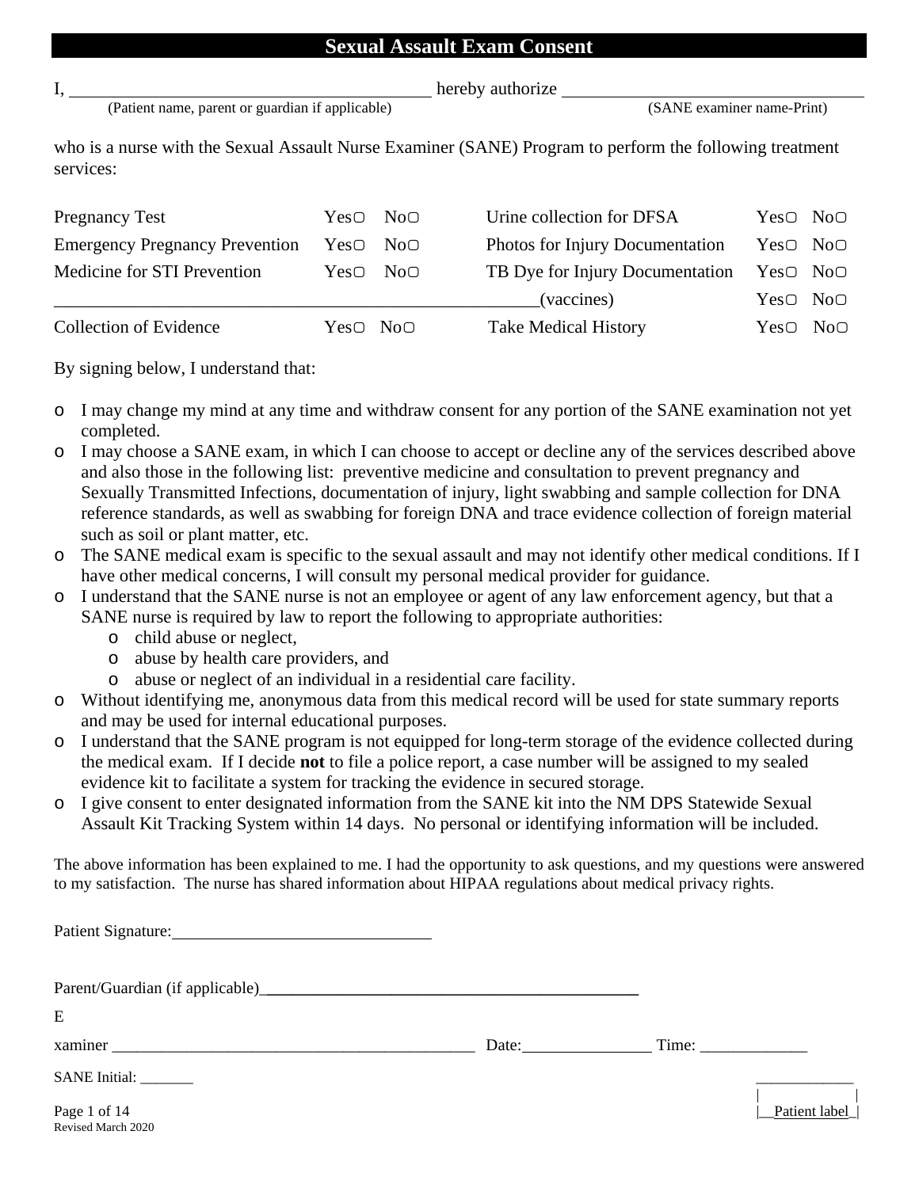# Sexual Assault Exam Consent

I, ________________________________________ hereby authorize ________________________________
(Patient name, parent or guardian if applicable) (SANE examiner name-Print)

who is a nurse with the Sexual Assault Nurse Examiner (SANE) Program to perform the following treatment services:

| | | | | | |
|---|---|---|---|---|---|
| Pregnancy Test | Yes▢ | No▢ | Urine collection for DFSA | Yes▢ | No▢ |
| Emergency Pregnancy Prevention | Yes▢ | No▢ | Photos for Injury Documentation | Yes▢ | No▢ |
| Medicine for STI Prevention | Yes▢ | No▢ | TB Dye for Injury Documentation | Yes▢ | No▢ |
| ______________________________________________________ | | | (vaccines) | Yes▢ | No▢ |
| Collection of Evidence | Yes▢ | No▢ | Take Medical History | Yes▢ | No▢ |

By signing below, I understand that:

- I may change my mind at any time and withdraw consent for any portion of the SANE examination not yet completed.
- I may choose a SANE exam, in which I can choose to accept or decline any of the services described above and also those in the following list: preventive medicine and consultation to prevent pregnancy and Sexually Transmitted Infections, documentation of injury, light swabbing and sample collection for DNA reference standards, as well as swabbing for foreign DNA and trace evidence collection of foreign material such as soil or plant matter, etc.
- The SANE medical exam is specific to the sexual assault and may not identify other medical conditions. If I have other medical concerns, I will consult my personal medical provider for guidance.
- I understand that the SANE nurse is not an employee or agent of any law enforcement agency, but that a SANE nurse is required by law to report the following to appropriate authorities:
  - child abuse or neglect,
  - abuse by health care providers, and
  - abuse or neglect of an individual in a residential care facility.
- Without identifying me, anonymous data from this medical record will be used for state summary reports and may be used for internal educational purposes.
- I understand that the SANE program is not equipped for long-term storage of the evidence collected during the medical exam. If I decide **not** to file a police report, a case number will be assigned to my sealed evidence kit to facilitate a system for tracking the evidence in secured storage.
- I give consent to enter designated information from the SANE kit into the NM DPS Statewide Sexual Assault Kit Tracking System within 14 days. No personal or identifying information will be included.

The above information has been explained to me. I had the opportunity to ask questions, and my questions were answered to my satisfaction. The nurse has shared information about HIPAA regulations about medical privacy rights.

Patient Signature: ______________________________

Parent/Guardian (if applicable) ______________________________________________

Examiner ____________________________________________ Date: _______________ Time: _____________

SANE Initial: _______

Patient label

Revised March 2020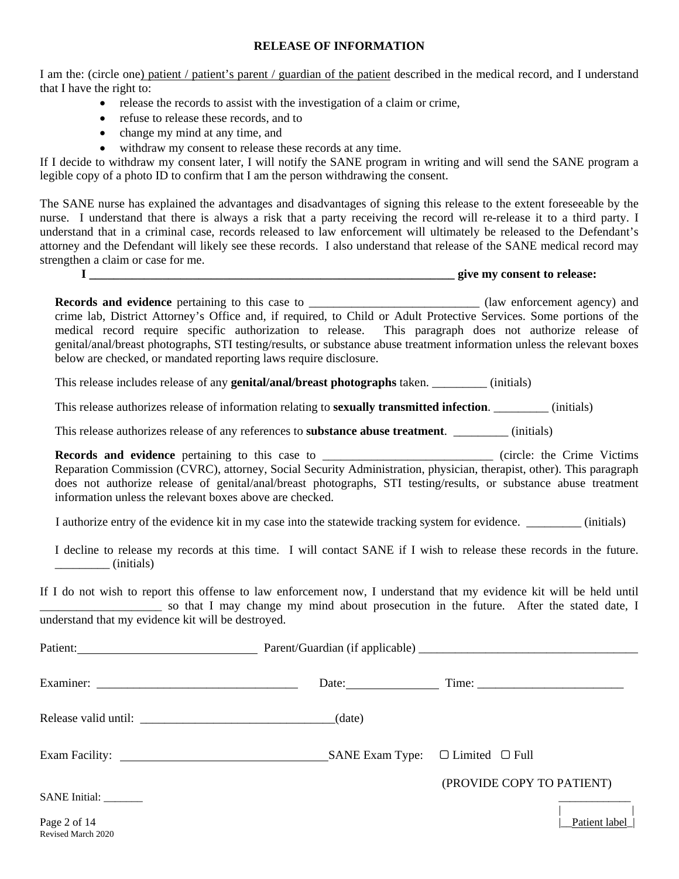## RELEASE OF INFORMATION

I am the: (circle one) patient / patient's parent / guardian of the patient described in the medical record, and I understand that I have the right to:

- release the records to assist with the investigation of a claim or crime,
- refuse to release these records, and to
- change my mind at any time, and
- withdraw my consent to release these records at any time.

If I decide to withdraw my consent later, I will notify the SANE program in writing and will send the SANE program a legible copy of a photo ID to confirm that I am the person withdrawing the consent.

The SANE nurse has explained the advantages and disadvantages of signing this release to the extent foreseeable by the nurse. I understand that there is always a risk that a party receiving the record will re-release it to a third party. I understand that in a criminal case, records released to law enforcement will ultimately be released to the Defendant's attorney and the Defendant will likely see these records. I also understand that release of the SANE medical record may strengthen a claim or case for me.

**I _______________________________________________ give my consent to release:**

**Records and evidence** pertaining to this case to ____________________________ (law enforcement agency) and crime lab, District Attorney's Office and, if required, to Child or Adult Protective Services. Some portions of the medical record require specific authorization to release. This paragraph does not authorize release of genital/anal/breast photographs, STI testing/results, or substance abuse treatment information unless the relevant boxes below are checked, or mandated reporting laws require disclosure.

This release includes release of any **genital/anal/breast photographs** taken. _________ (initials)

This release authorizes release of information relating to **sexually transmitted infection**. _________ (initials)

This release authorizes release of any references to **substance abuse treatment**. _________ (initials)

**Records and evidence** pertaining to this case to ____________________________ (circle: the Crime Victims Reparation Commission (CVRC), attorney, Social Security Administration, physician, therapist, other). This paragraph does not authorize release of genital/anal/breast photographs, STI testing/results, or substance abuse treatment information unless the relevant boxes above are checked.

I authorize entry of the evidence kit in my case into the statewide tracking system for evidence. _________ (initials)

I decline to release my records at this time. I will contact SANE if I wish to release these records in the future. _________ (initials)

If I do not wish to report this offense to law enforcement now, I understand that my evidence kit will be held until ____________________ so that I may change my mind about prosecution in the future. After the stated date, I understand that my evidence kit will be destroyed.

Patient: ______________________________ Parent/Guardian (if applicable) _____________________________________

Examiner: __________________________________ Date: _______________ Time: ________________________

Release valid until: ________________________________(date)

Exam Facility: __________________________________ SANE Exam Type: ▢ Limited ▢ Full

(PROVIDE COPY TO PATIENT)

SANE Initial: _______

Patient label

Revised March 2020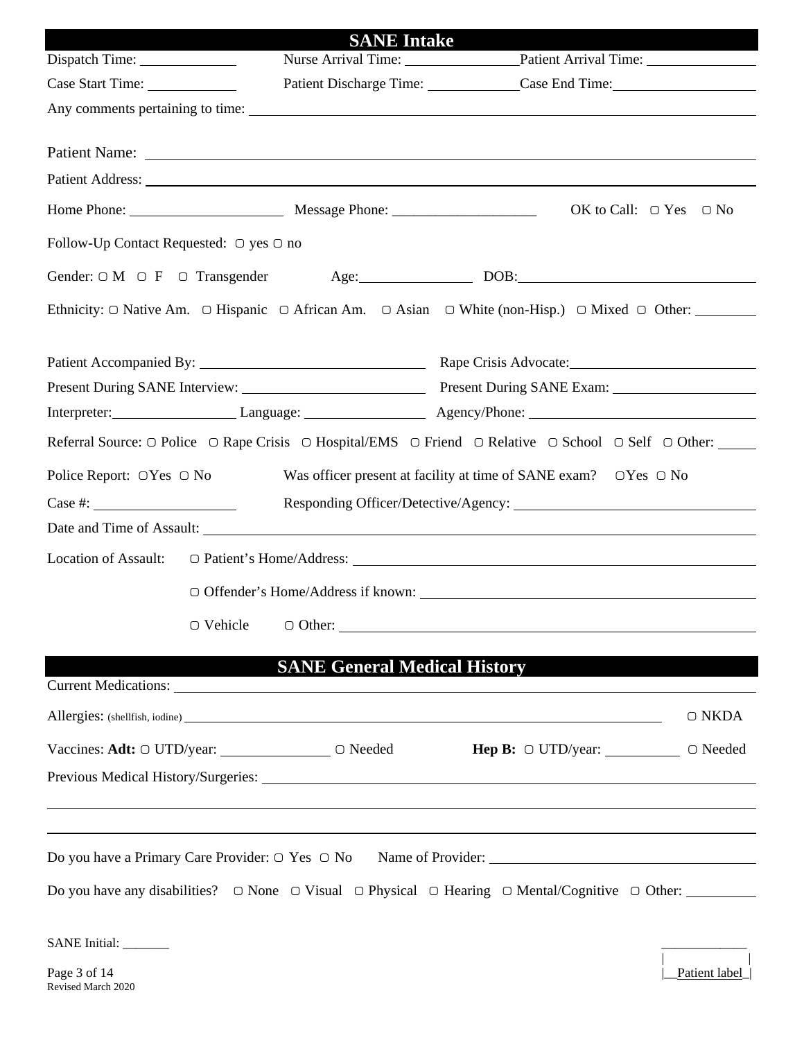## SANE Intake

Dispatch Time: _____________ Nurse Arrival Time: _______________ Patient Arrival Time: _______________

Case Start Time: ____________ Patient Discharge Time: ____________ Case End Time: ___________________

Any comments pertaining to time: ______________________________________________________________

Patient Name: ____________________________________________________________________________

Patient Address: __________________________________________________________________________

Home Phone: _____________________ Message Phone: ____________________ OK to Call: ▢ Yes ▢ No

Follow-Up Contact Requested: ▢ yes ▢ no

Gender: ▢ M ▢ F ▢ Transgender Age: _______________ DOB: ______________________________

Ethnicity: ▢ Native Am. ▢ Hispanic ▢ African Am. ▢ Asian ▢ White (non-Hisp.) ▢ Mixed ▢ Other: ________

Patient Accompanied By: ______________________________ Rape Crisis Advocate: _________________________

Present During SANE Interview: _________________________ Present During SANE Exam: ____________________

Interpreter: ________________ Language: ________________ Agency/Phone: ______________________________

Referral Source: ▢ Police ▢ Rape Crisis ▢ Hospital/EMS ▢ Friend ▢ Relative ▢ School ▢ Self ▢ Other: _____

Police Report: ▢Yes ▢ No Was officer present at facility at time of SANE exam? ▢Yes ▢ No

Case #: ____________________ Responding Officer/Detective/Agency: ________________________________

Date and Time of Assault: ___________________________________________________________________

Location of Assault: ▢ Patient's Home/Address: ______________________________________________________

▢ Offender's Home/Address if known: ____________________________________________

▢ Vehicle ▢ Other: ______________________________________________________

## SANE General Medical History

Current Medications: _______________________________________________________________________

Allergies: (shellfish, iodine) _________________________________________________________________ ▢ NKDA

Vaccines: **Adt:** ▢ UTD/year: _______________ ▢ Needed **Hep B:** ▢ UTD/year: __________ ▢ Needed

Previous Medical History/Surgeries: _____________________________________________________________

___________________________________________________________________________________________

___________________________________________________________________________________________

Do you have a Primary Care Provider: ▢ Yes ▢ No Name of Provider: ____________________________________

Do you have any disabilities? ▢ None ▢ Visual ▢ Physical ▢ Hearing ▢ Mental/Cognitive ▢ Other: _________

SANE Initial: _______

Patient label

Revised March 2020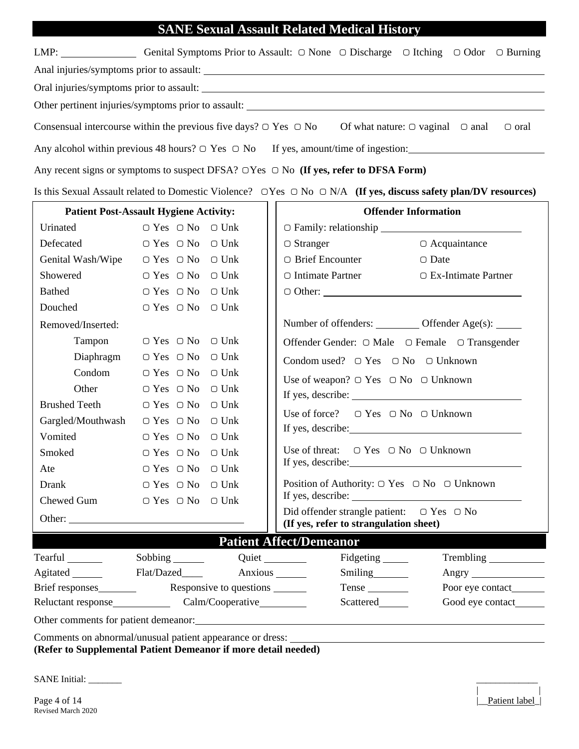## SANE Sexual Assault Related Medical History

LMP: __________ Genital Symptoms Prior to Assault: ▢ None ▢ Discharge ▢ Itching ▢ Odor ▢ Burning

Anal injuries/symptoms prior to assault: ______________________________

Oral injuries/symptoms prior to assault: ______________________________

Other pertinent injuries/symptoms prior to assault: ______________________________

Consensual intercourse within the previous five days? ▢ Yes ▢ No Of what nature: ▢ vaginal ▢ anal ▢ oral

Any alcohol within previous 48 hours? ▢ Yes ▢ No If yes, amount/time of ingestion: ______________________________

Any recent signs or symptoms to suspect DFSA? ▢Yes ▢ No **(If yes, refer to DFSA Form)**

Is this Sexual Assault related to Domestic Violence? ▢Yes ▢ No ▢ N/A **(If yes, discuss safety plan/DV resources)**

| **Patient Post-Assault Hygiene Activity:** | | | |
|---|---|---|---|
| Urinated | ▢ Yes | ▢ No | ▢ Unk |
| Defecated | ▢ Yes | ▢ No | ▢ Unk |
| Genital Wash/Wipe | ▢ Yes | ▢ No | ▢ Unk |
| Showered | ▢ Yes | ▢ No | ▢ Unk |
| Bathed | ▢ Yes | ▢ No | ▢ Unk |
| Douched | ▢ Yes | ▢ No | ▢ Unk |
| Removed/Inserted: | | | |
| Tampon | ▢ Yes | ▢ No | ▢ Unk |
| Diaphragm | ▢ Yes | ▢ No | ▢ Unk |
| Condom | ▢ Yes | ▢ No | ▢ Unk |
| Other | ▢ Yes | ▢ No | ▢ Unk |
| Brushed Teeth | ▢ Yes | ▢ No | ▢ Unk |
| Gargled/Mouthwash | ▢ Yes | ▢ No | ▢ Unk |
| Vomited | ▢ Yes | ▢ No | ▢ Unk |
| Smoked | ▢ Yes | ▢ No | ▢ Unk |
| Ate | ▢ Yes | ▢ No | ▢ Unk |
| Drank | ▢ Yes | ▢ No | ▢ Unk |
| Chewed Gum | ▢ Yes | ▢ No | ▢ Unk |

Other: ______________________________

**Offender Information**

▢ Family: relationship ______________________________

▢ Stranger ▢ Acquaintance

▢ Brief Encounter ▢ Date

▢ Intimate Partner ▢ Ex-Intimate Partner

▢ Other: ______________________________

Number of offenders: ________ Offender Age(s): _____

Offender Gender: ▢ Male ▢ Female ▢ Transgender

Condom used? ▢ Yes ▢ No ▢ Unknown

Use of weapon? ▢ Yes ▢ No ▢ Unknown
If yes, describe: ______________________________

Use of force? ▢ Yes ▢ No ▢ Unknown
If yes, describe: ______________________________

Use of threat: ▢ Yes ▢ No ▢ Unknown
If yes, describe: ______________________________

Position of Authority: ▢ Yes ▢ No ▢ Unknown
If yes, describe: ______________________________

Did offender strangle patient: ▢ Yes ▢ No
**(If yes, refer to strangulation sheet)**

## Patient Affect/Demeanor

| | | | | |
|---|---|---|---|---|
| Tearful ______ | Sobbing ______ | Quiet ______ | Fidgeting ______ | Trembling ______ |
| Agitated ______ | Flat/Dazed ______ | Anxious ______ | Smiling ______ | Angry ______ |
| Brief responses ______ | Responsive to questions ______ | | Tense ______ | Poor eye contact ______ |
| Reluctant response ______ | Calm/Cooperative ______ | | Scattered ______ | Good eye contact ______ |

Other comments for patient demeanor: ______________________________

Comments on abnormal/unusual patient appearance or dress: ______________________________
**(Refer to Supplemental Patient Demeanor if more detail needed)**

SANE Initial: _______

Patient label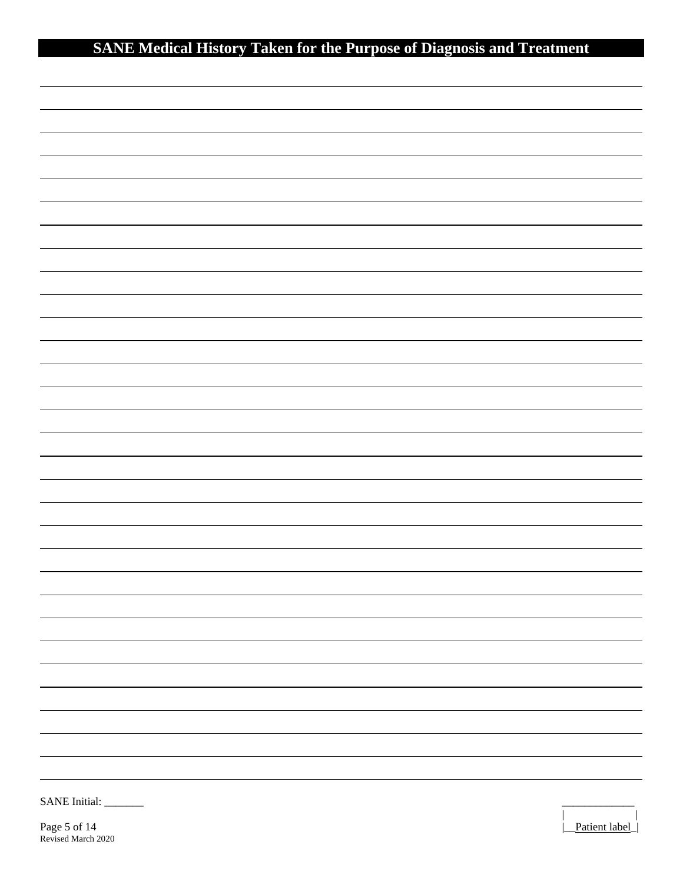# SANE Medical History Taken for the Purpose of Diagnosis and Treatment

SANE Initial: _______

Patient label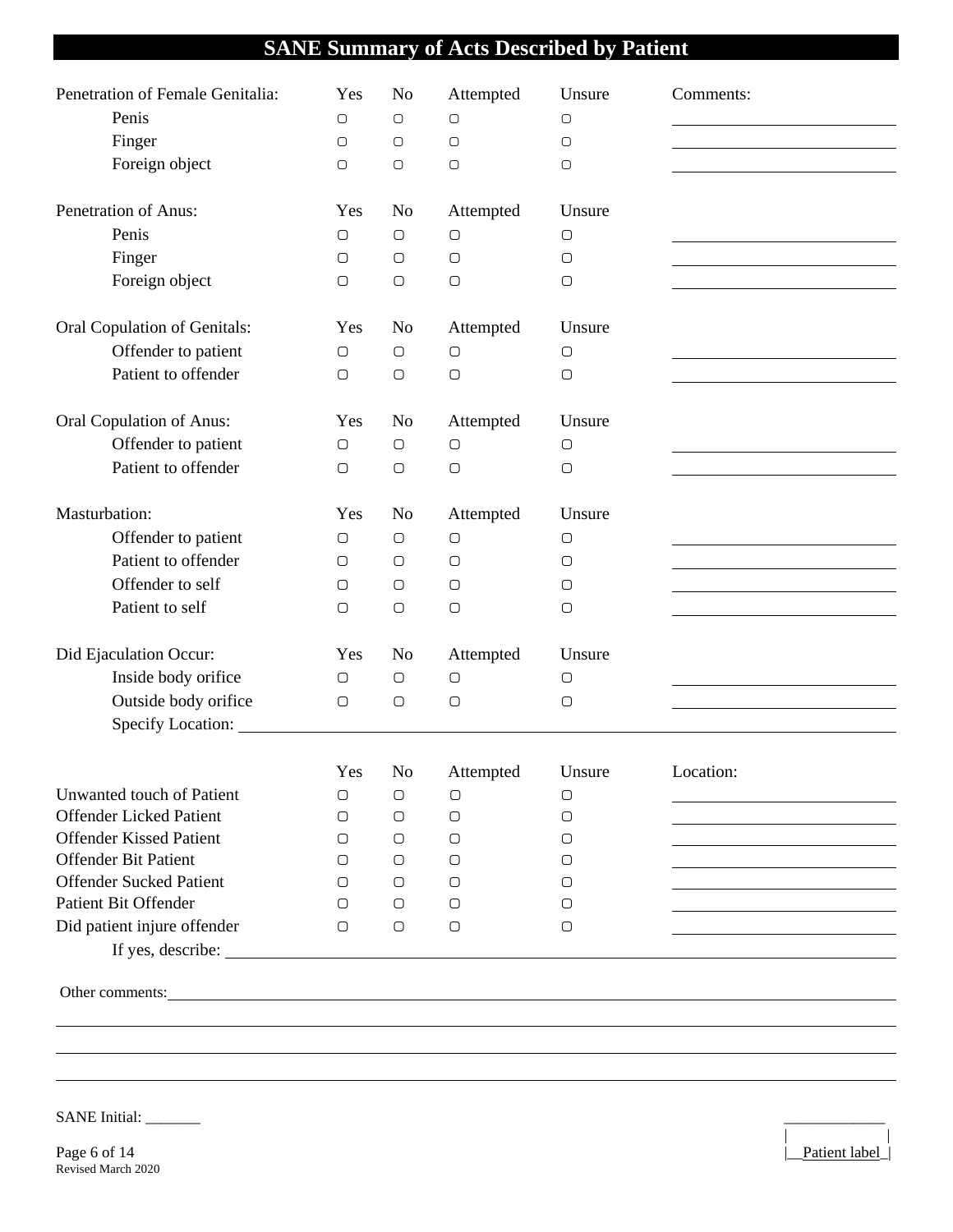# SANE Summary of Acts Described by Patient

| Penetration of Female Genitalia: | Yes | No | Attempted | Unsure | Comments: |
|---|---|---|---|---|---|
| Penis | ▢ | ▢ | ▢ | ▢ | ______ |
| Finger | ▢ | ▢ | ▢ | ▢ | ______ |
| Foreign object | ▢ | ▢ | ▢ | ▢ | ______ |

| Penetration of Anus: | Yes | No | Attempted | Unsure | |
|---|---|---|---|---|---|
| Penis | ▢ | ▢ | ▢ | ▢ | ______ |
| Finger | ▢ | ▢ | ▢ | ▢ | ______ |
| Foreign object | ▢ | ▢ | ▢ | ▢ | ______ |

| Oral Copulation of Genitals: | Yes | No | Attempted | Unsure | |
|---|---|---|---|---|---|
| Offender to patient | ▢ | ▢ | ▢ | ▢ | ______ |
| Patient to offender | ▢ | ▢ | ▢ | ▢ | ______ |

| Oral Copulation of Anus: | Yes | No | Attempted | Unsure | |
|---|---|---|---|---|---|
| Offender to patient | ▢ | ▢ | ▢ | ▢ | ______ |
| Patient to offender | ▢ | ▢ | ▢ | ▢ | ______ |

| Masturbation: | Yes | No | Attempted | Unsure | |
|---|---|---|---|---|---|
| Offender to patient | ▢ | ▢ | ▢ | ▢ | ______ |
| Patient to offender | ▢ | ▢ | ▢ | ▢ | ______ |
| Offender to self | ▢ | ▢ | ▢ | ▢ | ______ |
| Patient to self | ▢ | ▢ | ▢ | ▢ | ______ |

| Did Ejaculation Occur: | Yes | No | Attempted | Unsure | |
|---|---|---|---|---|---|
| Inside body orifice | ▢ | ▢ | ▢ | ▢ | ______ |
| Outside body orifice | ▢ | ▢ | ▢ | ▢ | ______ |

Specify Location: ______

| | Yes | No | Attempted | Unsure | Location: |
|---|---|---|---|---|---|
| Unwanted touch of Patient | ▢ | ▢ | ▢ | ▢ | ______ |
| Offender Licked Patient | ▢ | ▢ | ▢ | ▢ | ______ |
| Offender Kissed Patient | ▢ | ▢ | ▢ | ▢ | ______ |
| Offender Bit Patient | ▢ | ▢ | ▢ | ▢ | ______ |
| Offender Sucked Patient | ▢ | ▢ | ▢ | ▢ | ______ |
| Patient Bit Offender | ▢ | ▢ | ▢ | ▢ | ______ |
| Did patient injure offender | ▢ | ▢ | ▢ | ▢ | ______ |

If yes, describe: ______

Other comments: ______

______

______

______

SANE Initial: _______

Revised March 2020

Patient label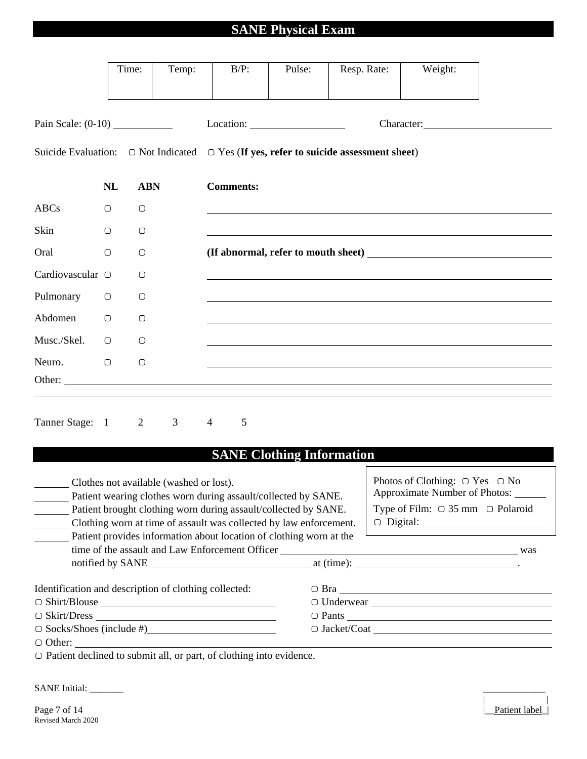# SANE Physical Exam

| Time: | Temp: | B/P: | Pulse: | Resp. Rate: | Weight: |
|---|---|---|---|---|---|
| | | | | | |

Pain Scale: (0-10) ___________ Location: ________________ Character: ______________________

Suicide Evaluation: ▢ Not Indicated ▢ Yes (**If yes, refer to suicide assessment sheet**)

| | **NL** | **ABN** | **Comments:** |
|---|---|---|---|
| ABCs | ▢ | ▢ | |
| Skin | ▢ | ▢ | |
| Oral | ▢ | ▢ | **(If abnormal, refer to mouth sheet)** |
| Cardiovascular | ▢ | ▢ | |
| Pulmonary | ▢ | ▢ | |
| Abdomen | ▢ | ▢ | |
| Musc./Skel. | ▢ | ▢ | |
| Neuro. | ▢ | ▢ | |

Other: ______________________________________________________________

Tanner Stage: 1 2 3 4 5

# SANE Clothing Information

_______ Clothes not available (washed or lost).
_______ Patient wearing clothes worn during assault/collected by SANE.
_______ Patient brought clothing worn during assault/collected by SANE.
_______ Clothing worn at time of assault was collected by law enforcement.
_______ Patient provides information about location of clothing worn at the time of the assault and Law Enforcement Officer ________________________ was notified by SANE ________________ at (time): ________________.

Photos of Clothing: ▢ Yes ▢ No
Approximate Number of Photos: ______
Type of Film: ▢ 35 mm ▢ Polaroid
▢ Digital: ____________________

Identification and description of clothing collected:

▢ Shirt/Blouse ____________________
▢ Skirt/Dress ____________________
▢ Socks/Shoes (include #) ____________________
▢ Bra ____________________
▢ Underwear ____________________
▢ Pants ____________________
▢ Jacket/Coat ____________________
▢ Other: ____________________

▢ Patient declined to submit all, or part, of clothing into evidence.

SANE Initial: _______

Patient label

Revised March 2020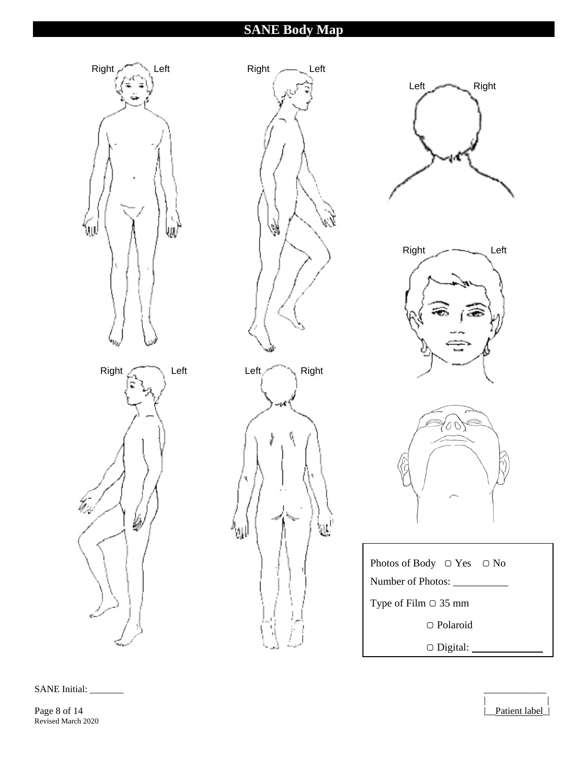# SANE Body Map

Right Left

Right Left

Left Right

Right Left

Right Left

Left Right

Photos of Body ▢ Yes ▢ No

Number of Photos: ___________

Type of Film ▢ 35 mm

▢ Polaroid

▢ Digital: _____________

SANE Initial: _______

Patient label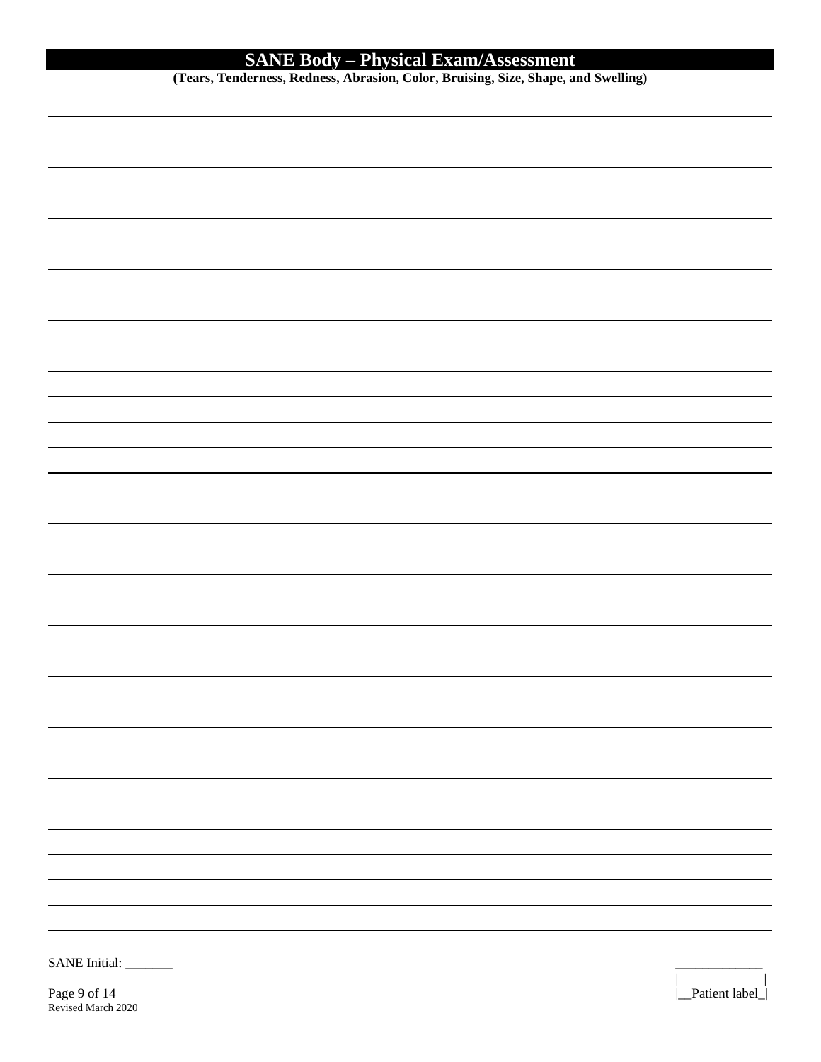# SANE Body – Physical Exam/Assessment

**(Tears, Tenderness, Redness, Abrasion, Color, Bruising, Size, Shape, and Swelling)**

SANE Initial: _______

Patient label

Revised March 2020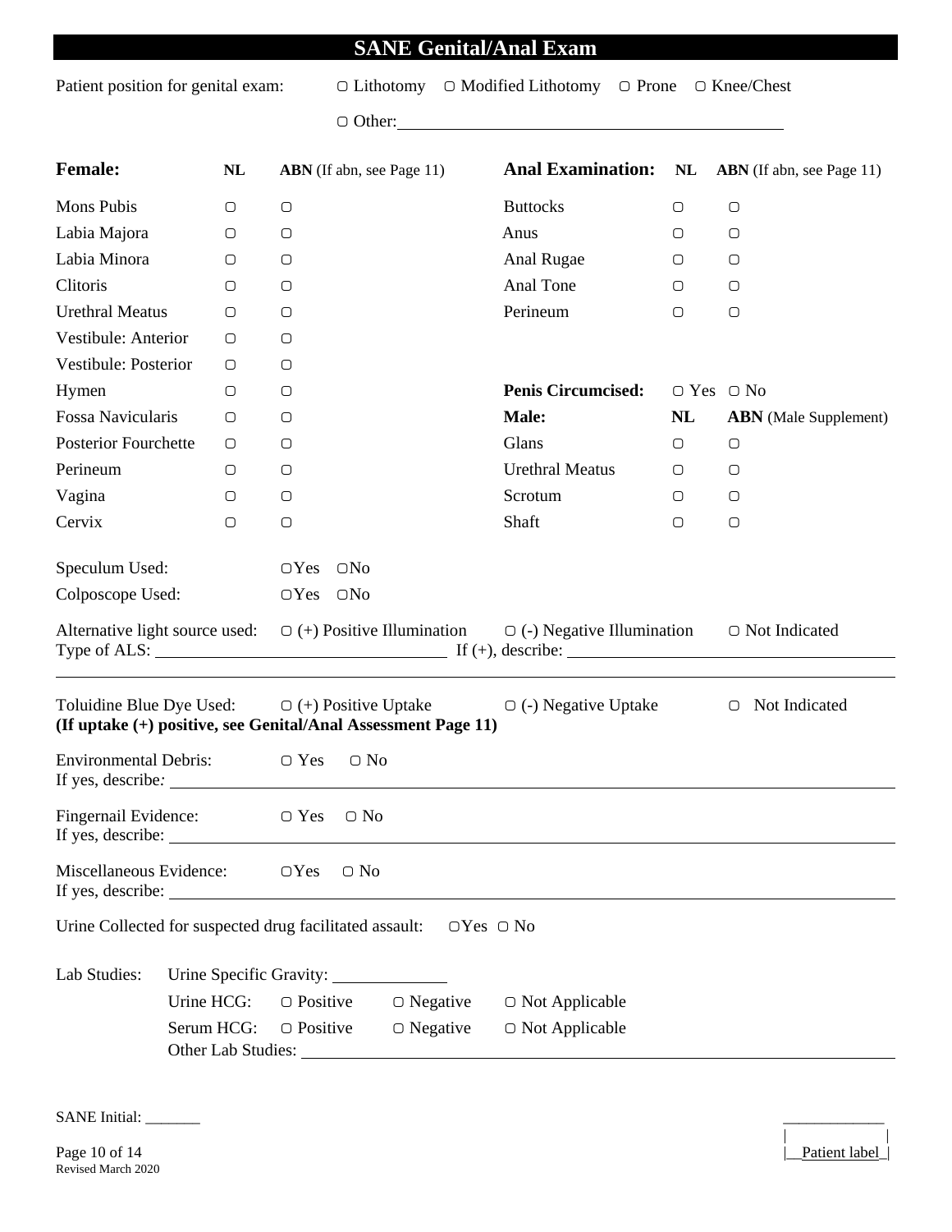# SANE Genital/Anal Exam

Patient position for genital exam: ▢ Lithotomy ▢ Modified Lithotomy ▢ Prone ▢ Knee/Chest

▢ Other: \_\_\_\_\_\_\_\_\_\_\_\_\_\_\_\_\_\_\_\_\_\_\_\_\_\_\_\_\_\_\_\_\_\_\_\_\_\_\_\_

| **Female:** | **NL** | **ABN** (If abn, see Page 11) | **Anal Examination:** | **NL** | **ABN** (If abn, see Page 11) |
|---|---|---|---|---|---|
| Mons Pubis | ▢ | ▢ | Buttocks | ▢ | ▢ |
| Labia Majora | ▢ | ▢ | Anus | ▢ | ▢ |
| Labia Minora | ▢ | ▢ | Anal Rugae | ▢ | ▢ |
| Clitoris | ▢ | ▢ | Anal Tone | ▢ | ▢ |
| Urethral Meatus | ▢ | ▢ | Perineum | ▢ | ▢ |
| Vestibule: Anterior | ▢ | ▢ | | | |
| Vestibule: Posterior | ▢ | ▢ | | | |
| Hymen | ▢ | ▢ | **Penis Circumcised:** | ▢ Yes | ▢ No |
| Fossa Navicularis | ▢ | ▢ | **Male:** | **NL** | **ABN** (Male Supplement) |
| Posterior Fourchette | ▢ | ▢ | Glans | ▢ | ▢ |
| Perineum | ▢ | ▢ | Urethral Meatus | ▢ | ▢ |
| Vagina | ▢ | ▢ | Scrotum | ▢ | ▢ |
| Cervix | ▢ | ▢ | Shaft | ▢ | ▢ |

Speculum Used: ▢Yes ▢No

Colposcope Used: ▢Yes ▢No

Alternative light source used: ▢ (+) Positive Illumination ▢ (-) Negative Illumination ▢ Not Indicated

Type of ALS: \_\_\_\_\_\_\_\_\_\_\_\_\_\_\_\_\_\_\_\_ If (+), describe: \_\_\_\_\_\_\_\_\_\_\_\_\_\_\_\_\_\_\_\_\_\_\_\_\_\_\_\_

Toluidine Blue Dye Used: ▢ (+) Positive Uptake ▢ (-) Negative Uptake ▢ Not Indicated

**(If uptake (+) positive, see Genital/Anal Assessment Page 11)**

Environmental Debris: ▢ Yes ▢ No

If yes, describe: \_\_\_\_\_\_\_\_\_\_\_\_\_\_\_\_\_\_\_\_\_\_\_\_\_\_\_\_\_\_\_\_\_\_\_\_\_\_\_\_

Fingernail Evidence: ▢ Yes ▢ No

If yes, describe: \_\_\_\_\_\_\_\_\_\_\_\_\_\_\_\_\_\_\_\_\_\_\_\_\_\_\_\_\_\_\_\_\_\_\_\_\_\_\_\_

Miscellaneous Evidence: ▢Yes ▢ No

If yes, describe: \_\_\_\_\_\_\_\_\_\_\_\_\_\_\_\_\_\_\_\_\_\_\_\_\_\_\_\_\_\_\_\_\_\_\_\_\_\_\_\_

Urine Collected for suspected drug facilitated assault: ▢Yes ▢ No

Lab Studies: Urine Specific Gravity: \_\_\_\_\_\_\_\_\_\_

Urine HCG: ▢ Positive ▢ Negative ▢ Not Applicable

Serum HCG: ▢ Positive ▢ Negative ▢ Not Applicable

Other Lab Studies: \_\_\_\_\_\_\_\_\_\_\_\_\_\_\_\_\_\_\_\_\_\_\_\_\_\_\_\_\_\_\_\_\_\_\_\_\_\_\_\_

SANE Initial: \_\_\_\_\_\_\_

Revised March 2020

Patient label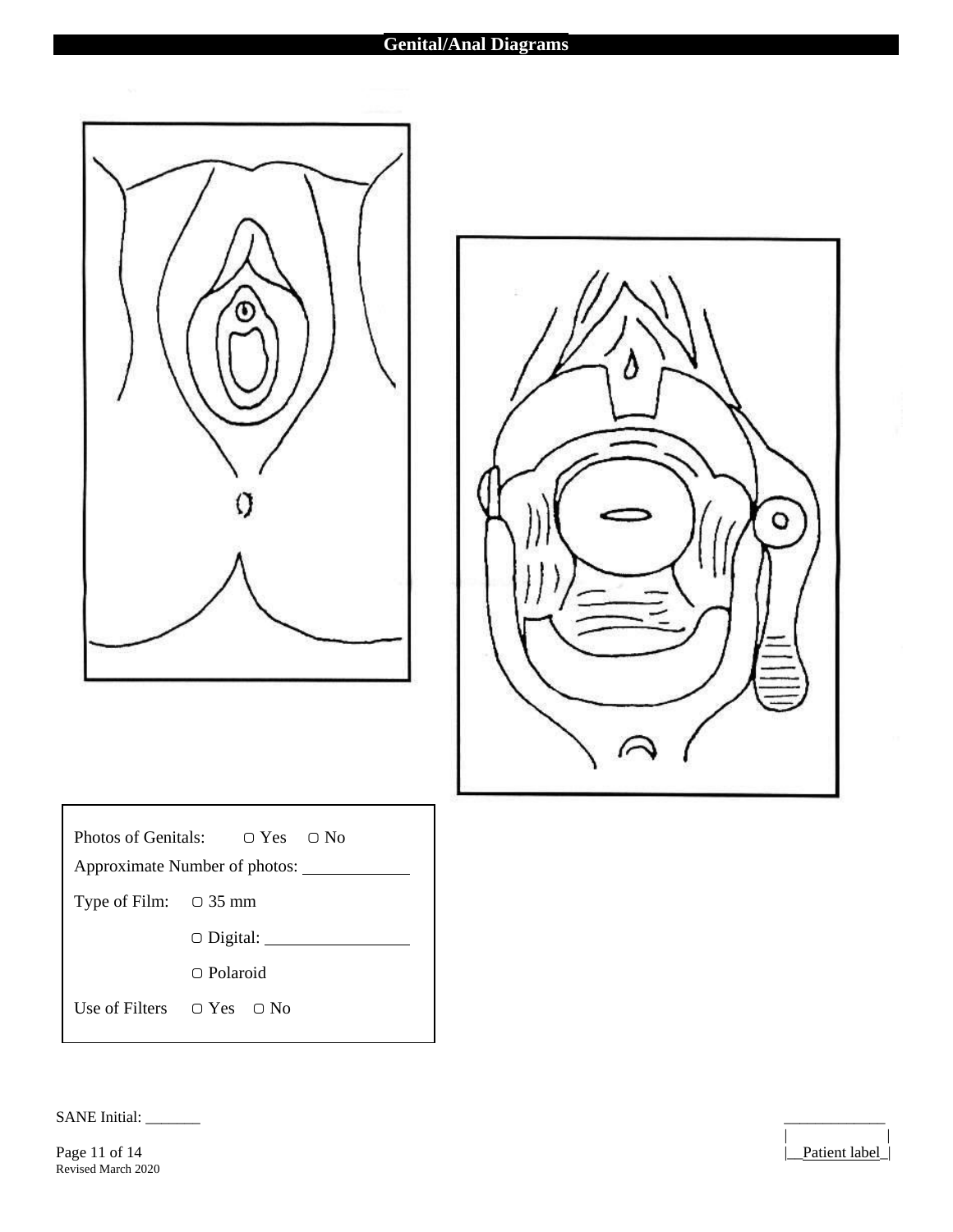# Genital/Anal Diagrams

Photos of Genitals: ▢ Yes ▢ No

Approximate Number of photos: ____________

Type of Film: ▢ 35 mm

▢ Digital: ________________

▢ Polaroid

Use of Filters ▢ Yes ▢ No

SANE Initial: _______

Patient label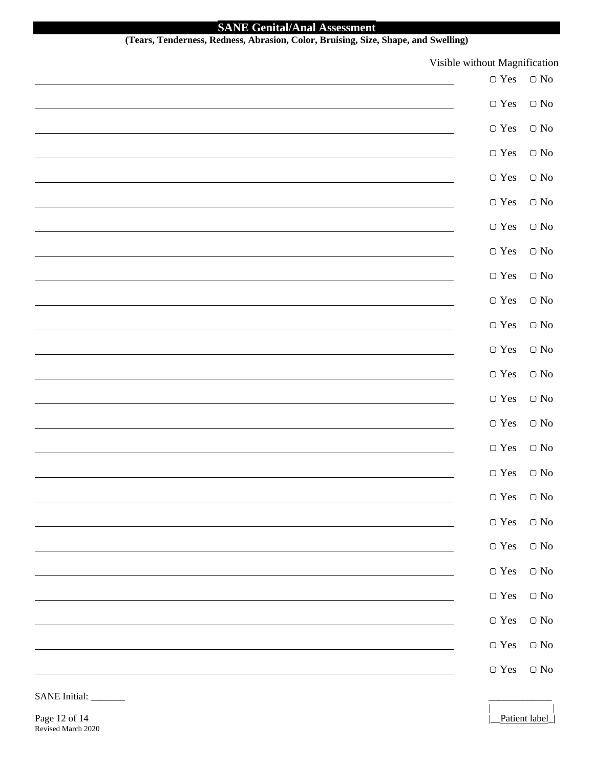# SANE Genital/Anal Assessment

**(Tears, Tenderness, Redness, Abrasion, Color, Bruising, Size, Shape, and Swelling)**

| | Visible without Magnification |
|---|---|
| ______________________________ | ▢ Yes ▢ No |
| ______________________________ | ▢ Yes ▢ No |
| ______________________________ | ▢ Yes ▢ No |
| ______________________________ | ▢ Yes ▢ No |
| ______________________________ | ▢ Yes ▢ No |
| ______________________________ | ▢ Yes ▢ No |
| ______________________________ | ▢ Yes ▢ No |
| ______________________________ | ▢ Yes ▢ No |
| ______________________________ | ▢ Yes ▢ No |
| ______________________________ | ▢ Yes ▢ No |
| ______________________________ | ▢ Yes ▢ No |
| ______________________________ | ▢ Yes ▢ No |
| ______________________________ | ▢ Yes ▢ No |
| ______________________________ | ▢ Yes ▢ No |
| ______________________________ | ▢ Yes ▢ No |
| ______________________________ | ▢ Yes ▢ No |
| ______________________________ | ▢ Yes ▢ No |
| ______________________________ | ▢ Yes ▢ No |
| ______________________________ | ▢ Yes ▢ No |
| ______________________________ | ▢ Yes ▢ No |
| ______________________________ | ▢ Yes ▢ No |
| ______________________________ | ▢ Yes ▢ No |
| ______________________________ | ▢ Yes ▢ No |
| ______________________________ | ▢ Yes ▢ No |
| ______________________________ | ▢ Yes ▢ No |

SANE Initial: _______

Patient label

Revised March 2020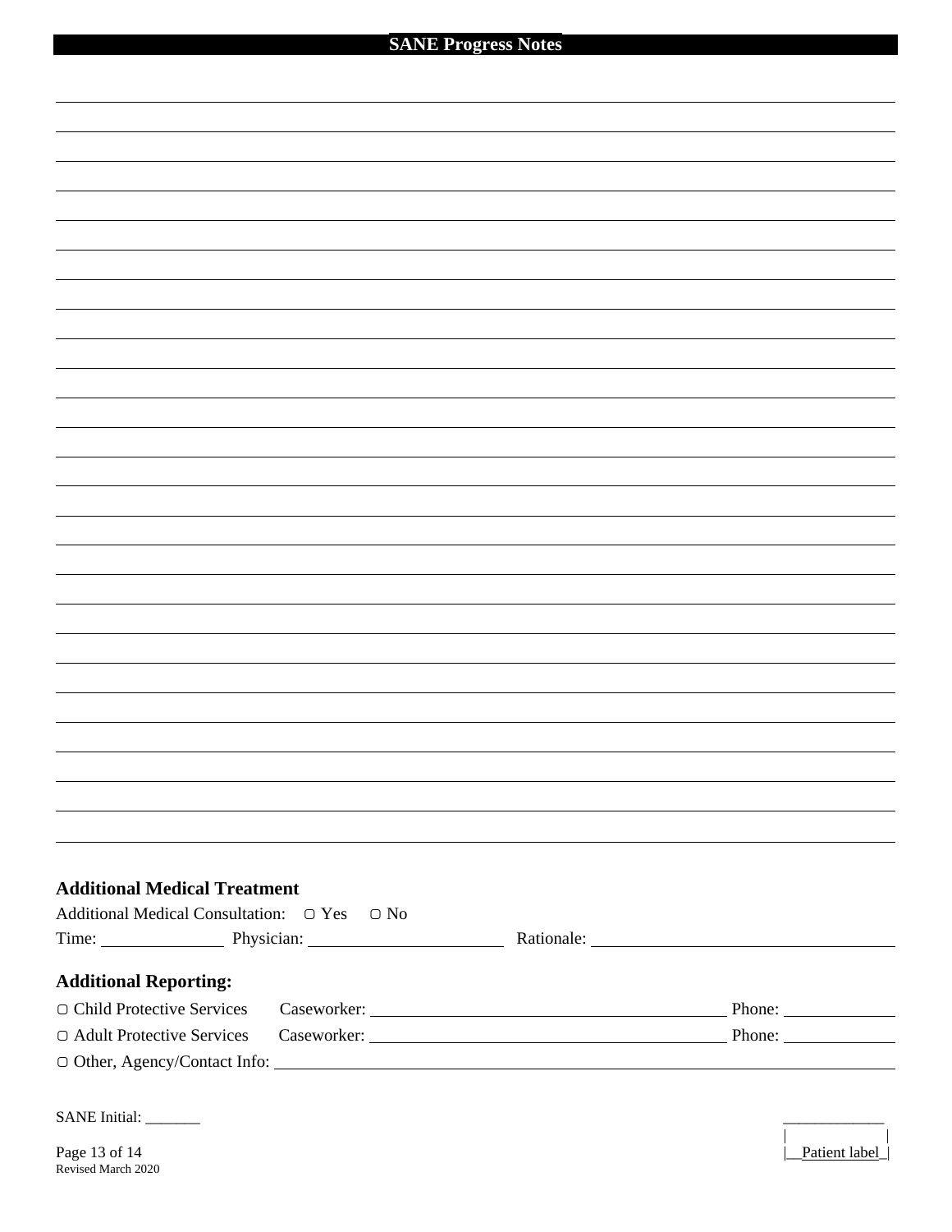## SANE Progress Notes

______________________________________________________________________________

______________________________________________________________________________

______________________________________________________________________________

______________________________________________________________________________

______________________________________________________________________________

______________________________________________________________________________

______________________________________________________________________________

______________________________________________________________________________

______________________________________________________________________________

______________________________________________________________________________

______________________________________________________________________________

______________________________________________________________________________

______________________________________________________________________________

______________________________________________________________________________

______________________________________________________________________________

______________________________________________________________________________

______________________________________________________________________________

______________________________________________________________________________

______________________________________________________________________________

______________________________________________________________________________

______________________________________________________________________________

______________________________________________________________________________

______________________________________________________________________________

______________________________________________________________________________

______________________________________________________________________________

### Additional Medical Treatment

Additional Medical Consultation: ▢ Yes ▢ No

Time: ______________ Physician: ______________________ Rationale: ___________________________________

### Additional Reporting:

▢ Child Protective Services Caseworker: ________________________________________ Phone: ____________

▢ Adult Protective Services Caseworker: ________________________________________ Phone: ____________

▢ Other, Agency/Contact Info: _____________________________________________________________________

SANE Initial: _______

Patient label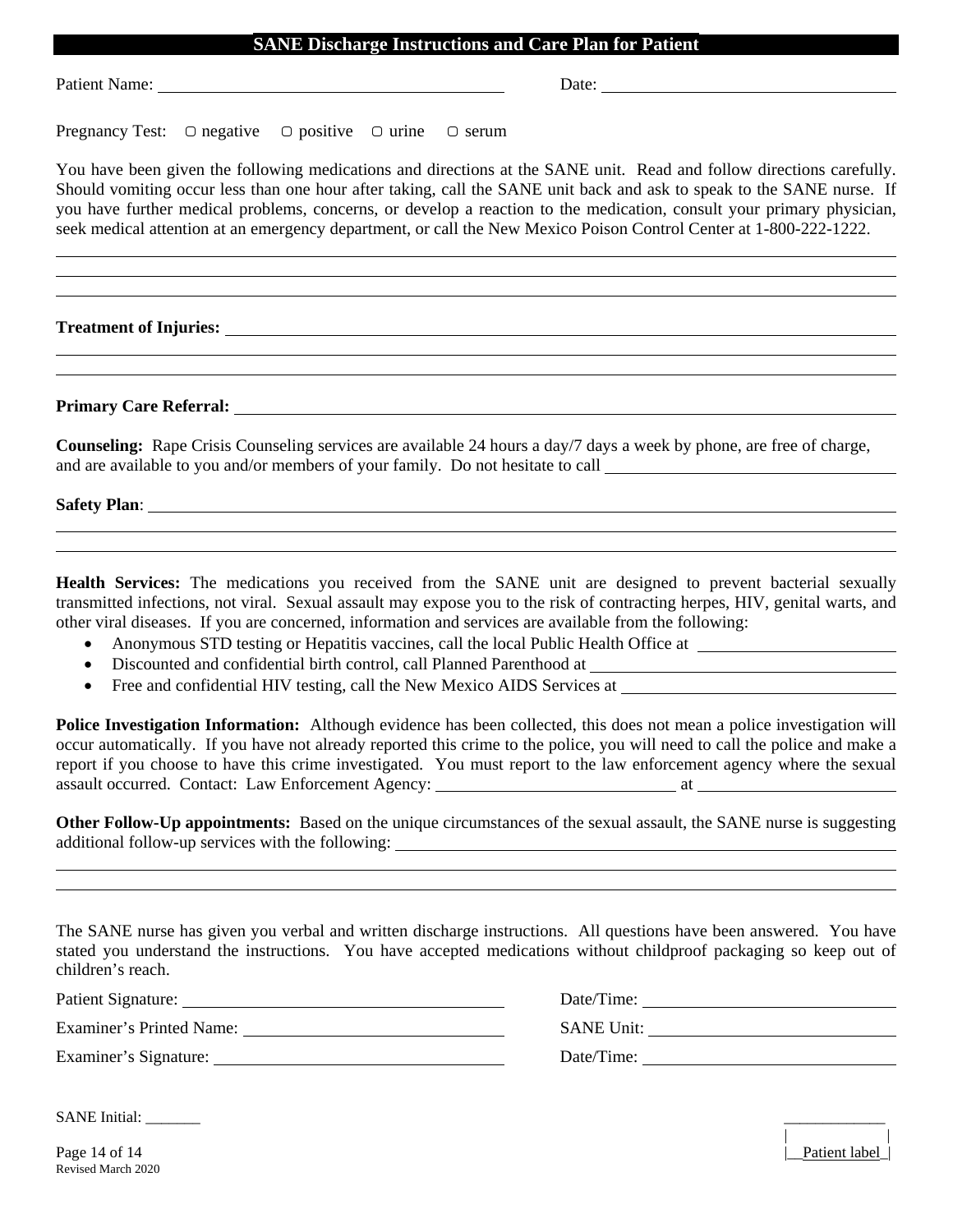# SANE Discharge Instructions and Care Plan for Patient

Patient Name: ________________________________________ Date: ________________________________

Pregnancy Test: ▢ negative ▢ positive ▢ urine ▢ serum

You have been given the following medications and directions at the SANE unit. Read and follow directions carefully. Should vomiting occur less than one hour after taking, call the SANE unit back and ask to speak to the SANE nurse. If you have further medical problems, concerns, or develop a reaction to the medication, consult your primary physician, seek medical attention at an emergency department, or call the New Mexico Poison Control Center at 1-800-222-1222.

______________________________________________________________________________________

______________________________________________________________________________________

______________________________________________________________________________________

**Treatment of Injuries:** ________________________________________________________________

______________________________________________________________________________________

______________________________________________________________________________________

**Primary Care Referral:** ________________________________________________________________

**Counseling:** Rape Crisis Counseling services are available 24 hours a day/7 days a week by phone, are free of charge, and are available to you and/or members of your family. Do not hesitate to call ________________________________

**Safety Plan**: ________________________________________________________________________

______________________________________________________________________________________

______________________________________________________________________________________

**Health Services:** The medications you received from the SANE unit are designed to prevent bacterial sexually transmitted infections, not viral. Sexual assault may expose you to the risk of contracting herpes, HIV, genital warts, and other viral diseases. If you are concerned, information and services are available from the following:

- Anonymous STD testing or Hepatitis vaccines, call the local Public Health Office at ______________________
- Discounted and confidential birth control, call Planned Parenthood at ______________________________
- Free and confidential HIV testing, call the New Mexico AIDS Services at ____________________________

**Police Investigation Information:** Although evidence has been collected, this does not mean a police investigation will occur automatically. If you have not already reported this crime to the police, you will need to call the police and make a report if you choose to have this crime investigated. You must report to the law enforcement agency where the sexual assault occurred. Contact: Law Enforcement Agency: ___________________________ at ______________________

**Other Follow-Up appointments:** Based on the unique circumstances of the sexual assault, the SANE nurse is suggesting additional follow-up services with the following: ________________________________________________

______________________________________________________________________________________

______________________________________________________________________________________

The SANE nurse has given you verbal and written discharge instructions. All questions have been answered. You have stated you understand the instructions. You have accepted medications without childproof packaging so keep out of children's reach.

Patient Signature: ____________________________________ Date/Time: ______________________________

Examiner's Printed Name: ______________________________ SANE Unit: ______________________________

Examiner's Signature: _________________________________ Date/Time: ______________________________

SANE Initial: _______

Patient label

Revised March 2020